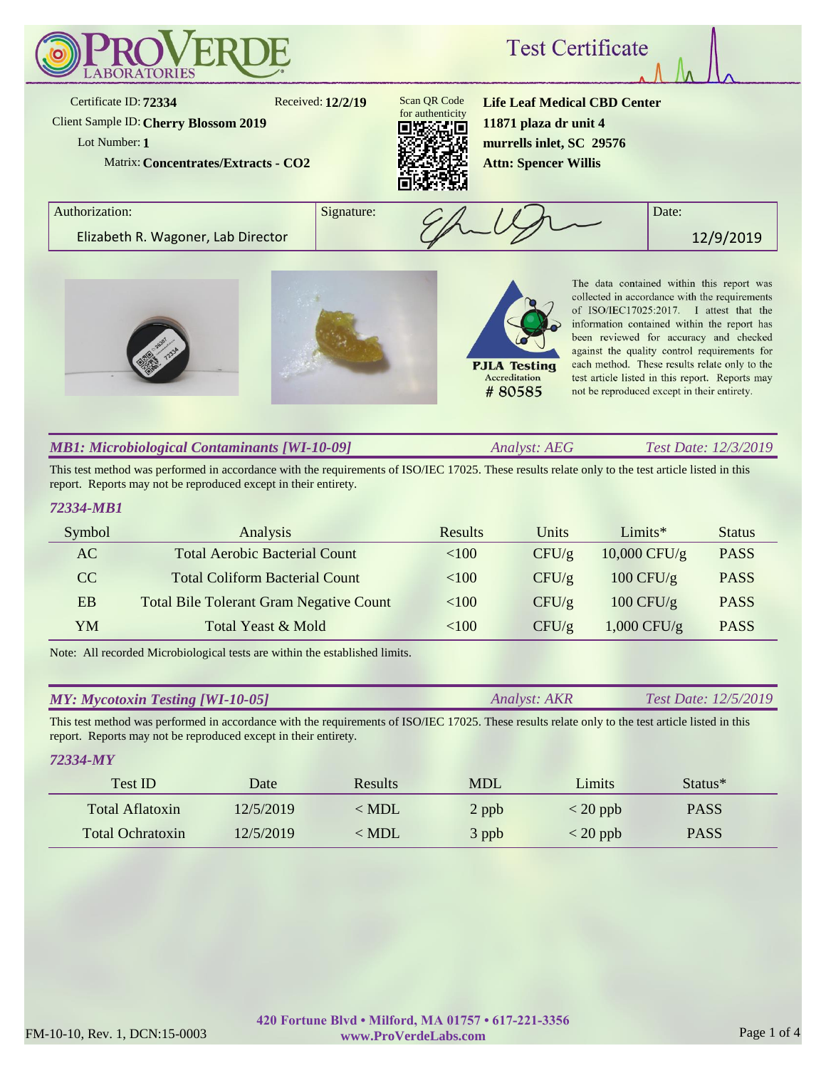# ProVerde Laboratories

## Test Certificate

Certificate ID: **72334**
Received: **12/2/19**
Client Sample ID: **Cherry Blossom 2019**
Lot Number: **1**
Matrix: **Concentrates/Extracts - CO2**

Scan QR Code for authenticity

**Life Leaf Medical CBD Center**
**11871 plaza dr unit 4**
**murrells inlet, SC 29576**
**Attn: Spencer Willis**

| Authorization: | Signature: | Date: |
|---|---|---|
| Elizabeth R. Wagoner, Lab Director | | 12/9/2019 |

PJLA Testing Accreditation # 80585

The data contained within this report was collected in accordance with the requirements of ISO/IEC17025:2017. I attest that the information contained within the report has been reviewed for accuracy and checked against the quality control requirements for each method. These results relate only to the test article listed in this report. Reports may not be reproduced except in their entirety.

### *MB1: Microbiological Contaminants [WI-10-09]* — *Analyst: AEG* — *Test Date: 12/3/2019*

This test method was performed in accordance with the requirements of ISO/IEC 17025. These results relate only to the test article listed in this report. Reports may not be reproduced except in their entirety.

*72334-MB1*

| Symbol | Analysis | Results | Units | Limits* | Status |
|---|---|---|---|---|---|
| AC | Total Aerobic Bacterial Count | <100 | CFU/g | 10,000 CFU/g | PASS |
| CC | Total Coliform Bacterial Count | <100 | CFU/g | 100 CFU/g | PASS |
| EB | Total Bile Tolerant Gram Negative Count | <100 | CFU/g | 100 CFU/g | PASS |
| YM | Total Yeast & Mold | <100 | CFU/g | 1,000 CFU/g | PASS |

Note: All recorded Microbiological tests are within the established limits.

### *MY: Mycotoxin Testing [WI-10-05]* — *Analyst: AKR* — *Test Date: 12/5/2019*

This test method was performed in accordance with the requirements of ISO/IEC 17025. These results relate only to the test article listed in this report. Reports may not be reproduced except in their entirety.

*72334-MY*

| Test ID | Date | Results | MDL | Limits | Status* |
|---|---|---|---|---|---|
| Total Aflatoxin | 12/5/2019 | < MDL | 2 ppb | < 20 ppb | PASS |
| Total Ochratoxin | 12/5/2019 | < MDL | 3 ppb | < 20 ppb | PASS |

FM-10-10, Rev. 1, DCN:15-0003

**420 Fortune Blvd • Milford, MA 01757 • 617-221-3356**
**www.ProVerdeLabs.com**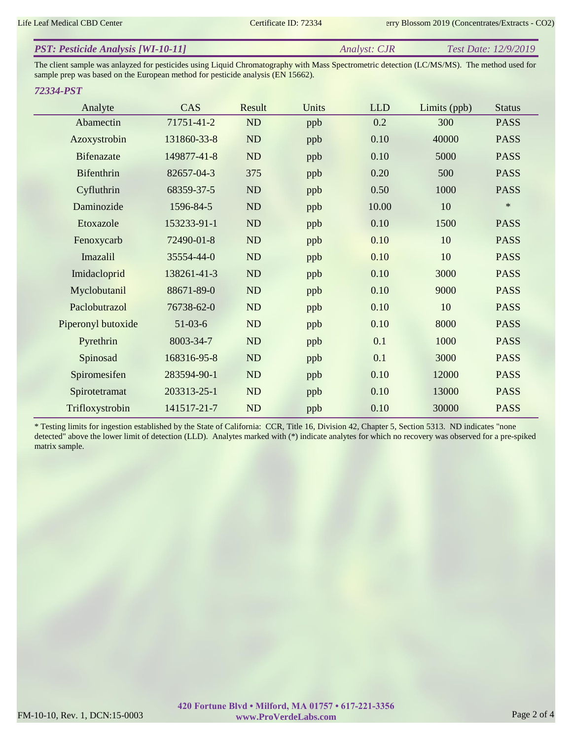## *PST: Pesticide Analysis [WI-10-11]*

*Analyst: CJR* *Test Date: 12/9/2019*

The client sample was anlayzed for pesticides using Liquid Chromatography with Mass Spectrometric detection (LC/MS/MS). The method used for sample prep was based on the European method for pesticide analysis (EN 15662).

### *72334-PST*

| Analyte | CAS | Result | Units | LLD | Limits (ppb) | Status |
|---|---|---|---|---|---|---|
| Abamectin | 71751-41-2 | ND | ppb | 0.2 | 300 | PASS |
| Azoxystrobin | 131860-33-8 | ND | ppb | 0.10 | 40000 | PASS |
| Bifenazate | 149877-41-8 | ND | ppb | 0.10 | 5000 | PASS |
| Bifenthrin | 82657-04-3 | 375 | ppb | 0.20 | 500 | PASS |
| Cyfluthrin | 68359-37-5 | ND | ppb | 0.50 | 1000 | PASS |
| Daminozide | 1596-84-5 | ND | ppb | 10.00 | 10 | * |
| Etoxazole | 153233-91-1 | ND | ppb | 0.10 | 1500 | PASS |
| Fenoxycarb | 72490-01-8 | ND | ppb | 0.10 | 10 | PASS |
| Imazalil | 35554-44-0 | ND | ppb | 0.10 | 10 | PASS |
| Imidacloprid | 138261-41-3 | ND | ppb | 0.10 | 3000 | PASS |
| Myclobutanil | 88671-89-0 | ND | ppb | 0.10 | 9000 | PASS |
| Paclobutrazol | 76738-62-0 | ND | ppb | 0.10 | 10 | PASS |
| Piperonyl butoxide | 51-03-6 | ND | ppb | 0.10 | 8000 | PASS |
| Pyrethrin | 8003-34-7 | ND | ppb | 0.1 | 1000 | PASS |
| Spinosad | 168316-95-8 | ND | ppb | 0.1 | 3000 | PASS |
| Spiromesifen | 283594-90-1 | ND | ppb | 0.10 | 12000 | PASS |
| Spirotetramat | 203313-25-1 | ND | ppb | 0.10 | 13000 | PASS |
| Trifloxystrobin | 141517-21-7 | ND | ppb | 0.10 | 30000 | PASS |

* Testing limits for ingestion established by the State of California: CCR, Title 16, Division 42, Chapter 5, Section 5313. ND indicates "none detected" above the lower limit of detection (LLD). Analytes marked with (*) indicate analytes for which no recovery was observed for a pre-spiked matrix sample.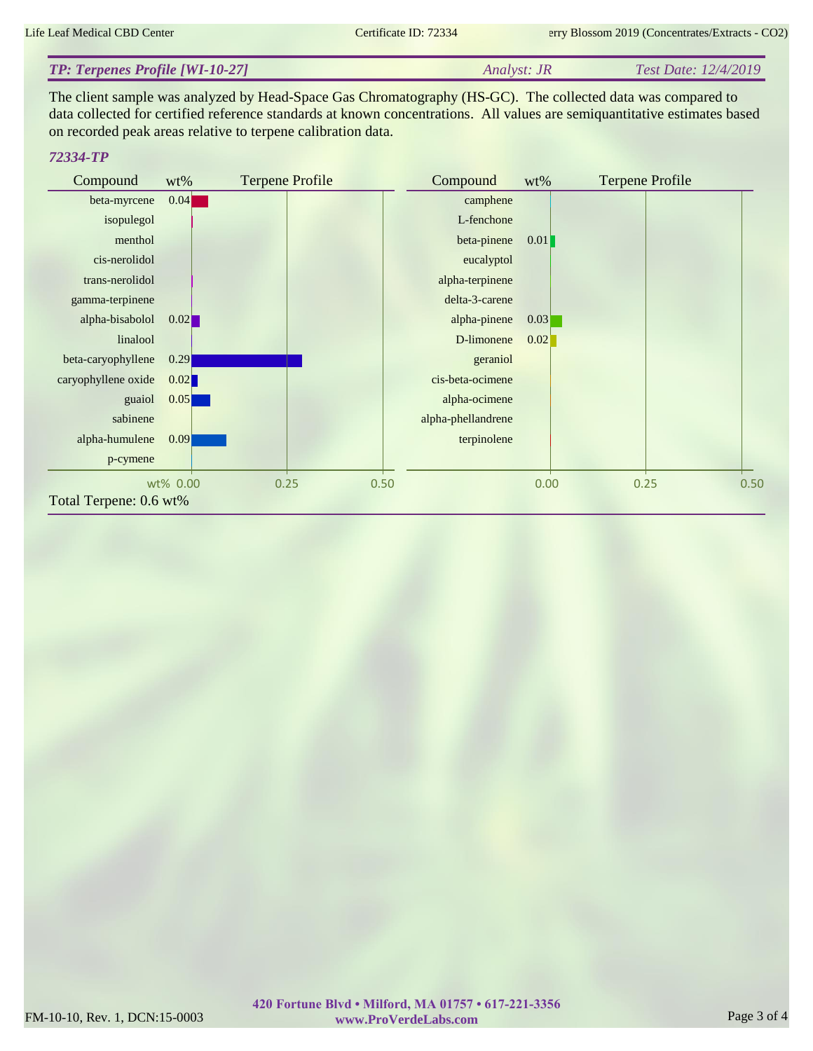## TP: Terpenes Profile [WI-10-27]

*Analyst: JR* *Test Date: 12/4/2019*

The client sample was analyzed by Head-Space Gas Chromatography (HS-GC). The collected data was compared to data collected for certified reference standards at known concentrations. All values are semiquantitative estimates based on recorded peak areas relative to terpene calibration data.

### 72334-TP

| Compound | wt% |
|---|---|
| beta-myrcene | 0.04 |
| isopulegol | |
| menthol | |
| cis-nerolidol | |
| trans-nerolidol | |
| gamma-terpinene | |
| alpha-bisabolol | 0.02 |
| linalool | |
| beta-caryophyllene | 0.29 |
| caryophyllene oxide | 0.02 |
| guaiol | 0.05 |
| sabinene | |
| alpha-humulene | 0.09 |
| p-cymene | |

| Compound | wt% |
|---|---|
| camphene | |
| L-fenchone | |
| beta-pinene | 0.01 |
| eucalyptol | |
| alpha-terpinene | |
| delta-3-carene | |
| alpha-pinene | 0.03 |
| D-limonene | 0.02 |
| geraniol | |
| cis-beta-ocimene | |
| alpha-ocimene | |
| alpha-phellandrene | |
| terpinolene | |

Total Terpene: 0.6 wt%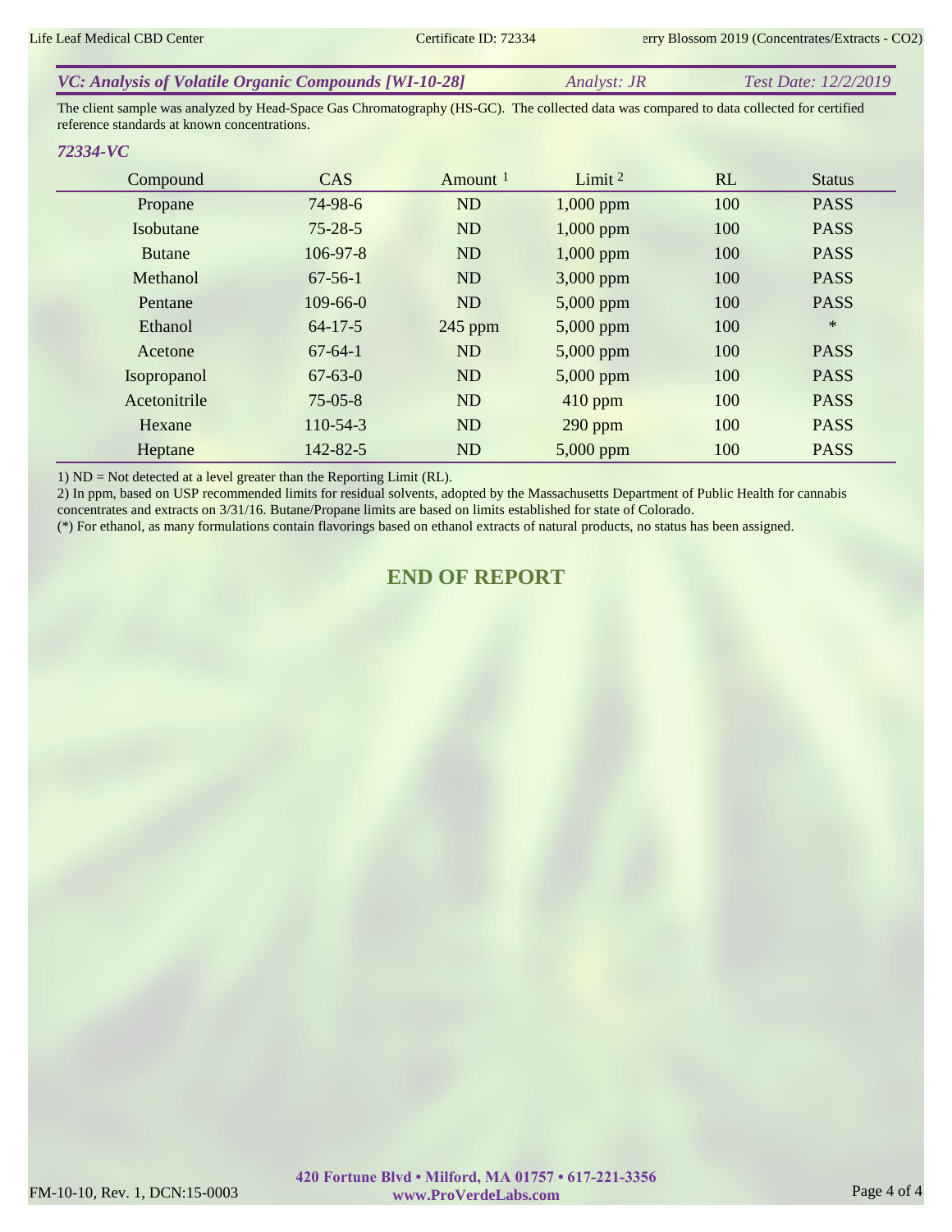## *VC: Analysis of Volatile Organic Compounds [WI-10-28]*

*Analyst: JR* *Test Date: 12/2/2019*

The client sample was analyzed by Head-Space Gas Chromatography (HS-GC). The collected data was compared to data collected for certified reference standards at known concentrations.

### *72334-VC*

| Compound | CAS | Amount [1] | Limit [2] | RL | Status |
|---|---|---|---|---|---|
| Propane | 74-98-6 | ND | 1,000 ppm | 100 | PASS |
| Isobutane | 75-28-5 | ND | 1,000 ppm | 100 | PASS |
| Butane | 106-97-8 | ND | 1,000 ppm | 100 | PASS |
| Methanol | 67-56-1 | ND | 3,000 ppm | 100 | PASS |
| Pentane | 109-66-0 | ND | 5,000 ppm | 100 | PASS |
| Ethanol | 64-17-5 | 245 ppm | 5,000 ppm | 100 | * |
| Acetone | 67-64-1 | ND | 5,000 ppm | 100 | PASS |
| Isopropanol | 67-63-0 | ND | 5,000 ppm | 100 | PASS |
| Acetonitrile | 75-05-8 | ND | 410 ppm | 100 | PASS |
| Hexane | 110-54-3 | ND | 290 ppm | 100 | PASS |
| Heptane | 142-82-5 | ND | 5,000 ppm | 100 | PASS |

1) ND = Not detected at a level greater than the Reporting Limit (RL).
2) In ppm, based on USP recommended limits for residual solvents, adopted by the Massachusetts Department of Public Health for cannabis concentrates and extracts on 3/31/16. Butane/Propane limits are based on limits established for state of Colorado.
(*) For ethanol, as many formulations contain flavorings based on ethanol extracts of natural products, no status has been assigned.

## END OF REPORT

**420 Fortune Blvd • Milford, MA 01757 • 617-221-3356**
**www.ProVerdeLabs.com**

FM-10-10, Rev. 1, DCN:15-0003